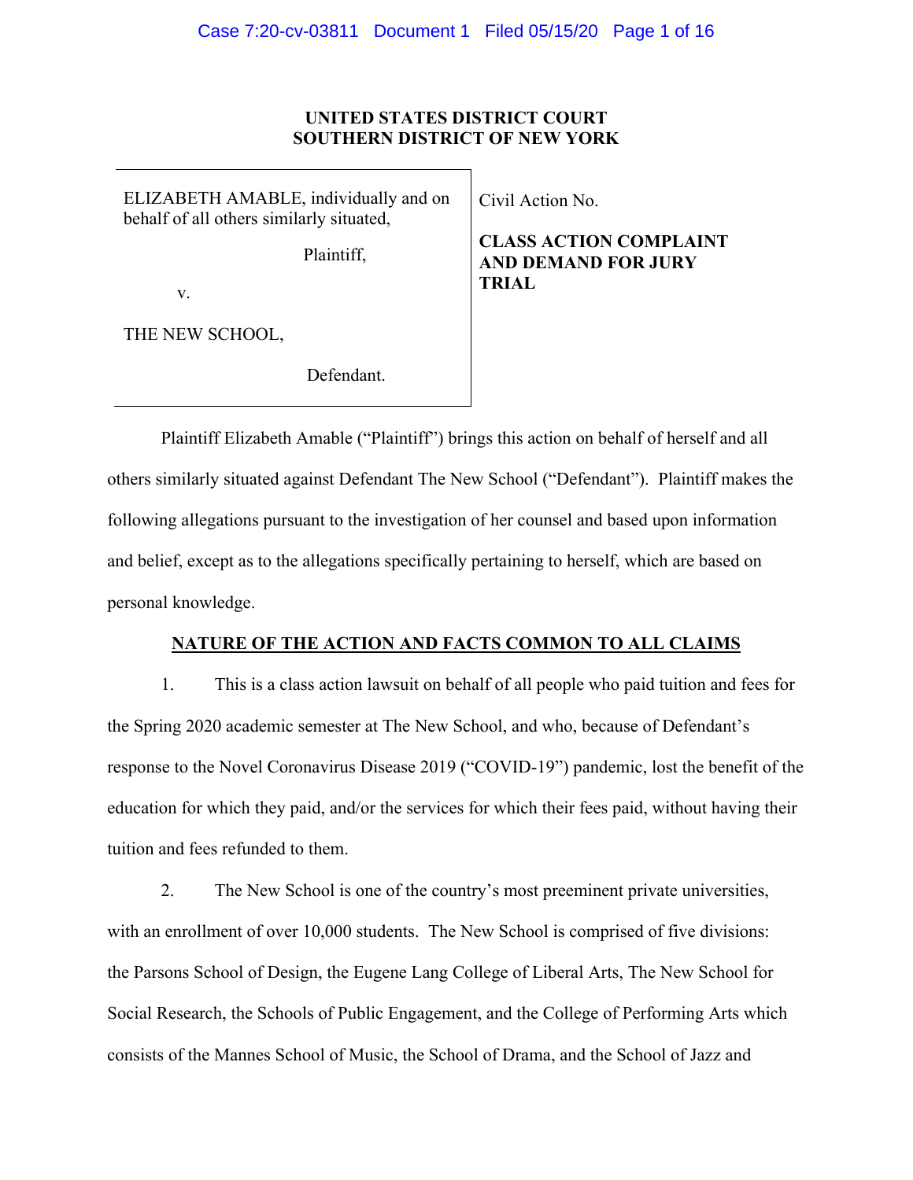**UNITED STATES DISTRICT COURT**
**SOUTHERN DISTRICT OF NEW YORK**

| | |
|---|---|
| ELIZABETH AMABLE, individually and on behalf of all others similarly situated,<br><br>Plaintiff,<br><br>v.<br><br>THE NEW SCHOOL,<br><br>Defendant. | Civil Action No.<br><br>**CLASS ACTION COMPLAINT AND DEMAND FOR JURY TRIAL** |

Plaintiff Elizabeth Amable ("Plaintiff") brings this action on behalf of herself and all others similarly situated against Defendant The New School ("Defendant"). Plaintiff makes the following allegations pursuant to the investigation of her counsel and based upon information and belief, except as to the allegations specifically pertaining to herself, which are based on personal knowledge.

## NATURE OF THE ACTION AND FACTS COMMON TO ALL CLAIMS

1. This is a class action lawsuit on behalf of all people who paid tuition and fees for the Spring 2020 academic semester at The New School, and who, because of Defendant's response to the Novel Coronavirus Disease 2019 ("COVID-19") pandemic, lost the benefit of the education for which they paid, and/or the services for which their fees paid, without having their tuition and fees refunded to them.

2. The New School is one of the country's most preeminent private universities, with an enrollment of over 10,000 students. The New School is comprised of five divisions: the Parsons School of Design, the Eugene Lang College of Liberal Arts, The New School for Social Research, the Schools of Public Engagement, and the College of Performing Arts which consists of the Mannes School of Music, the School of Drama, and the School of Jazz and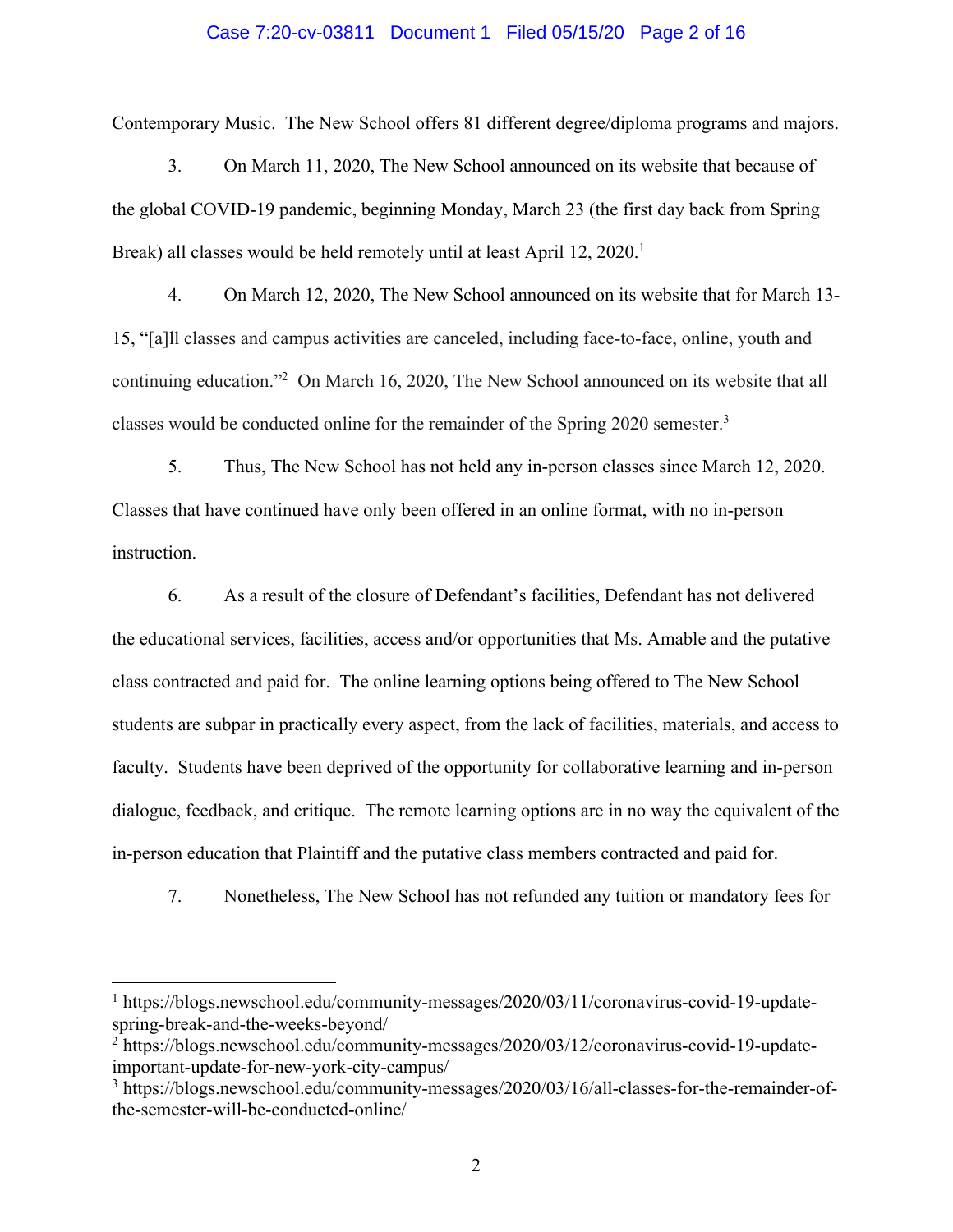Contemporary Music. The New School offers 81 different degree/diploma programs and majors.

3. On March 11, 2020, The New School announced on its website that because of the global COVID-19 pandemic, beginning Monday, March 23 (the first day back from Spring Break) all classes would be held remotely until at least April 12, 2020.[1]

4. On March 12, 2020, The New School announced on its website that for March 13-15, "[a]ll classes and campus activities are canceled, including face-to-face, online, youth and continuing education."[2] On March 16, 2020, The New School announced on its website that all classes would be conducted online for the remainder of the Spring 2020 semester.[3]

5. Thus, The New School has not held any in-person classes since March 12, 2020. Classes that have continued have only been offered in an online format, with no in-person instruction.

6. As a result of the closure of Defendant's facilities, Defendant has not delivered the educational services, facilities, access and/or opportunities that Ms. Amable and the putative class contracted and paid for. The online learning options being offered to The New School students are subpar in practically every aspect, from the lack of facilities, materials, and access to faculty. Students have been deprived of the opportunity for collaborative learning and in-person dialogue, feedback, and critique. The remote learning options are in no way the equivalent of the in-person education that Plaintiff and the putative class members contracted and paid for.

7. Nonetheless, The New School has not refunded any tuition or mandatory fees for

---

[1] https://blogs.newschool.edu/community-messages/2020/03/11/coronavirus-covid-19-update-spring-break-and-the-weeks-beyond/

[2] https://blogs.newschool.edu/community-messages/2020/03/12/coronavirus-covid-19-update-important-update-for-new-york-city-campus/

[3] https://blogs.newschool.edu/community-messages/2020/03/16/all-classes-for-the-remainder-of-the-semester-will-be-conducted-online/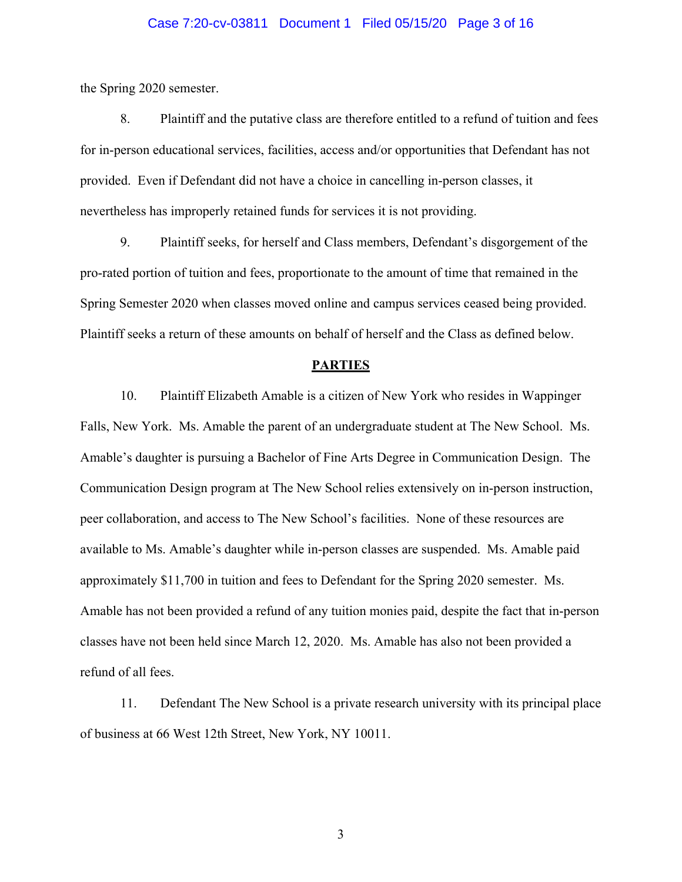the Spring 2020 semester.

8. Plaintiff and the putative class are therefore entitled to a refund of tuition and fees for in-person educational services, facilities, access and/or opportunities that Defendant has not provided. Even if Defendant did not have a choice in cancelling in-person classes, it nevertheless has improperly retained funds for services it is not providing.

9. Plaintiff seeks, for herself and Class members, Defendant's disgorgement of the pro-rated portion of tuition and fees, proportionate to the amount of time that remained in the Spring Semester 2020 when classes moved online and campus services ceased being provided. Plaintiff seeks a return of these amounts on behalf of herself and the Class as defined below.

## PARTIES

10. Plaintiff Elizabeth Amable is a citizen of New York who resides in Wappinger Falls, New York. Ms. Amable the parent of an undergraduate student at The New School. Ms. Amable's daughter is pursuing a Bachelor of Fine Arts Degree in Communication Design. The Communication Design program at The New School relies extensively on in-person instruction, peer collaboration, and access to The New School's facilities. None of these resources are available to Ms. Amable's daughter while in-person classes are suspended. Ms. Amable paid approximately $11,700 in tuition and fees to Defendant for the Spring 2020 semester. Ms. Amable has not been provided a refund of any tuition monies paid, despite the fact that in-person classes have not been held since March 12, 2020. Ms. Amable has also not been provided a refund of all fees.

11. Defendant The New School is a private research university with its principal place of business at 66 West 12th Street, New York, NY 10011.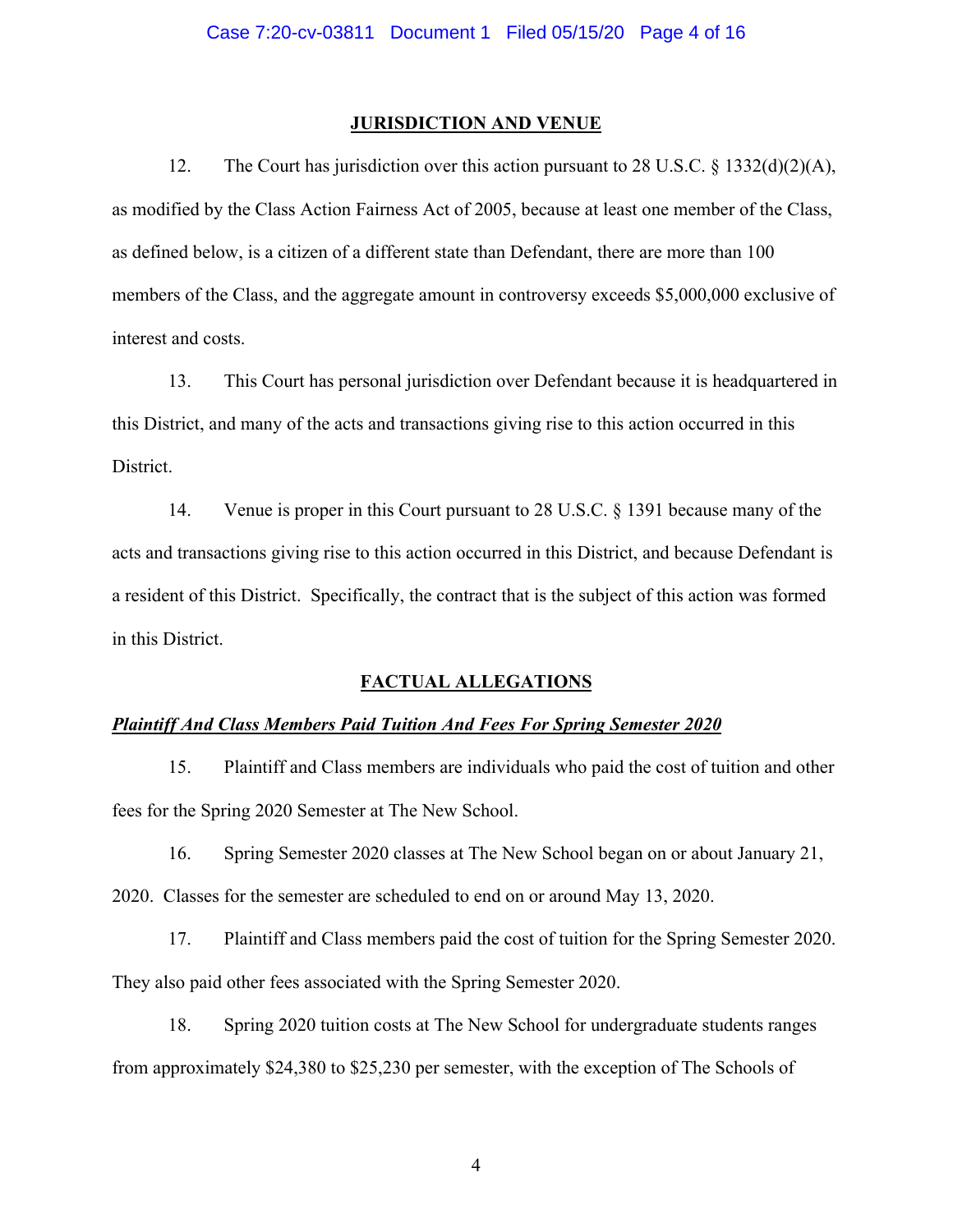## JURISDICTION AND VENUE

12. The Court has jurisdiction over this action pursuant to 28 U.S.C. § 1332(d)(2)(A), as modified by the Class Action Fairness Act of 2005, because at least one member of the Class, as defined below, is a citizen of a different state than Defendant, there are more than 100 members of the Class, and the aggregate amount in controversy exceeds $5,000,000 exclusive of interest and costs.

13. This Court has personal jurisdiction over Defendant because it is headquartered in this District, and many of the acts and transactions giving rise to this action occurred in this District.

14. Venue is proper in this Court pursuant to 28 U.S.C. § 1391 because many of the acts and transactions giving rise to this action occurred in this District, and because Defendant is a resident of this District. Specifically, the contract that is the subject of this action was formed in this District.

## FACTUAL ALLEGATIONS

***Plaintiff And Class Members Paid Tuition And Fees For Spring Semester 2020***

15. Plaintiff and Class members are individuals who paid the cost of tuition and other fees for the Spring 2020 Semester at The New School.

16. Spring Semester 2020 classes at The New School began on or about January 21, 2020. Classes for the semester are scheduled to end on or around May 13, 2020.

17. Plaintiff and Class members paid the cost of tuition for the Spring Semester 2020. They also paid other fees associated with the Spring Semester 2020.

18. Spring 2020 tuition costs at The New School for undergraduate students ranges from approximately $24,380 to $25,230 per semester, with the exception of The Schools of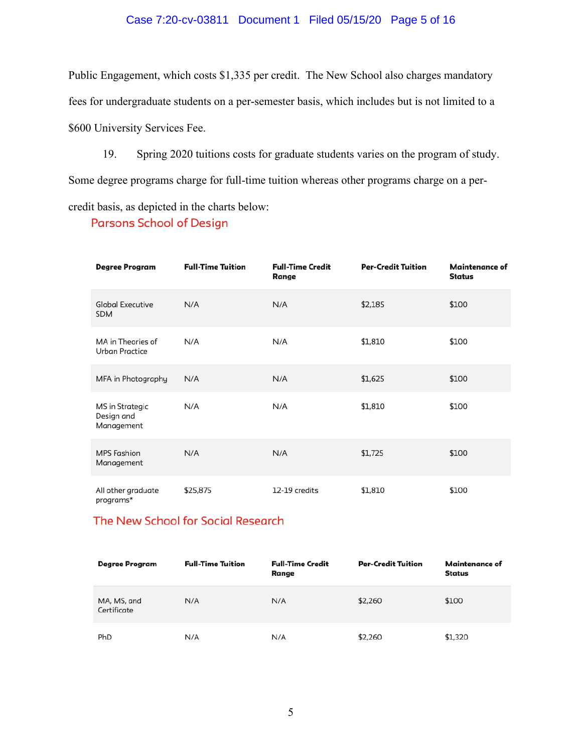Public Engagement, which costs $1,335 per credit. The New School also charges mandatory fees for undergraduate students on a per-semester basis, which includes but is not limited to a $600 University Services Fee.

19. Spring 2020 tuitions costs for graduate students varies on the program of study. Some degree programs charge for full-time tuition whereas other programs charge on a per-credit basis, as depicted in the charts below:

## Parsons School of Design

| Degree Program | Full-Time Tuition | Full-Time Credit Range | Per-Credit Tuition | Maintenance of Status |
|---|---|---|---|---|
| Global Executive SDM | N/A | N/A | $2,185 | $100 |
| MA in Theories of Urban Practice | N/A | N/A | $1,810 | $100 |
| MFA in Photography | N/A | N/A | $1,625 | $100 |
| MS in Strategic Design and Management | N/A | N/A | $1,810 | $100 |
| MPS Fashion Management | N/A | N/A | $1,725 | $100 |
| All other graduate programs* | $25,875 | 12-19 credits | $1,810 | $100 |

## The New School for Social Research

| Degree Program | Full-Time Tuition | Full-Time Credit Range | Per-Credit Tuition | Maintenance of Status |
|---|---|---|---|---|
| MA, MS, and Certificate | N/A | N/A | $2,260 | $100 |
| PhD | N/A | N/A | $2,260 | $1,320 |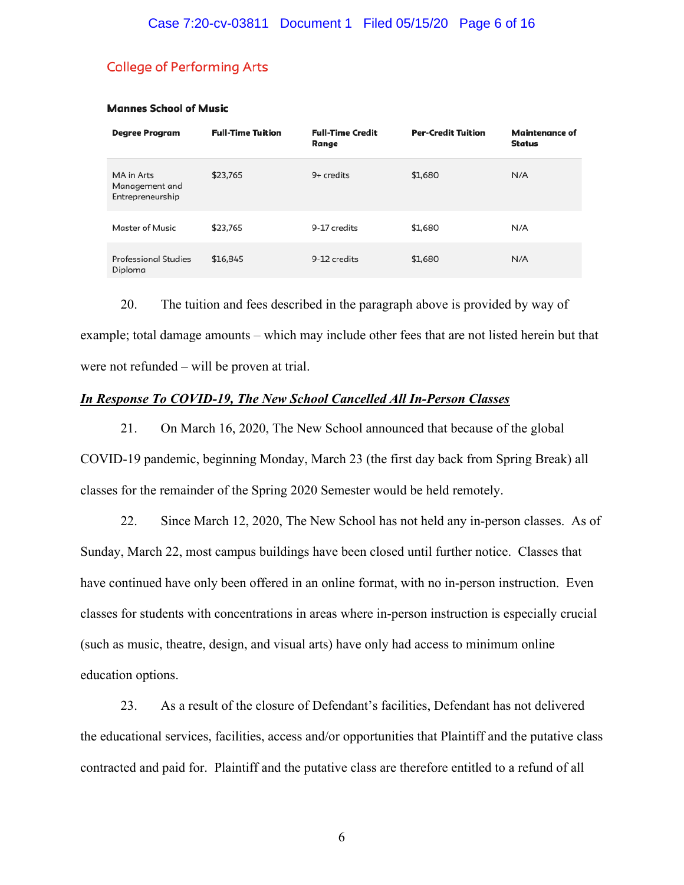## College of Performing Arts

### Mannes School of Music

| Degree Program | Full-Time Tuition | Full-Time Credit Range | Per-Credit Tuition | Maintenance of Status |
|---|---|---|---|---|
| MA in Arts Management and Entrepreneurship | $23,765 | 9+ credits | $1,680 | N/A |
| Master of Music | $23,765 | 9-17 credits | $1,680 | N/A |
| Professional Studies Diploma | $16,845 | 9-12 credits | $1,680 | N/A |

20. The tuition and fees described in the paragraph above is provided by way of example; total damage amounts – which may include other fees that are not listed herein but that were not refunded – will be proven at trial.

***In Response To COVID-19, The New School Cancelled All In-Person Classes***

21. On March 16, 2020, The New School announced that because of the global COVID-19 pandemic, beginning Monday, March 23 (the first day back from Spring Break) all classes for the remainder of the Spring 2020 Semester would be held remotely.

22. Since March 12, 2020, The New School has not held any in-person classes. As of Sunday, March 22, most campus buildings have been closed until further notice. Classes that have continued have only been offered in an online format, with no in-person instruction. Even classes for students with concentrations in areas where in-person instruction is especially crucial (such as music, theatre, design, and visual arts) have only had access to minimum online education options.

23. As a result of the closure of Defendant's facilities, Defendant has not delivered the educational services, facilities, access and/or opportunities that Plaintiff and the putative class contracted and paid for. Plaintiff and the putative class are therefore entitled to a refund of all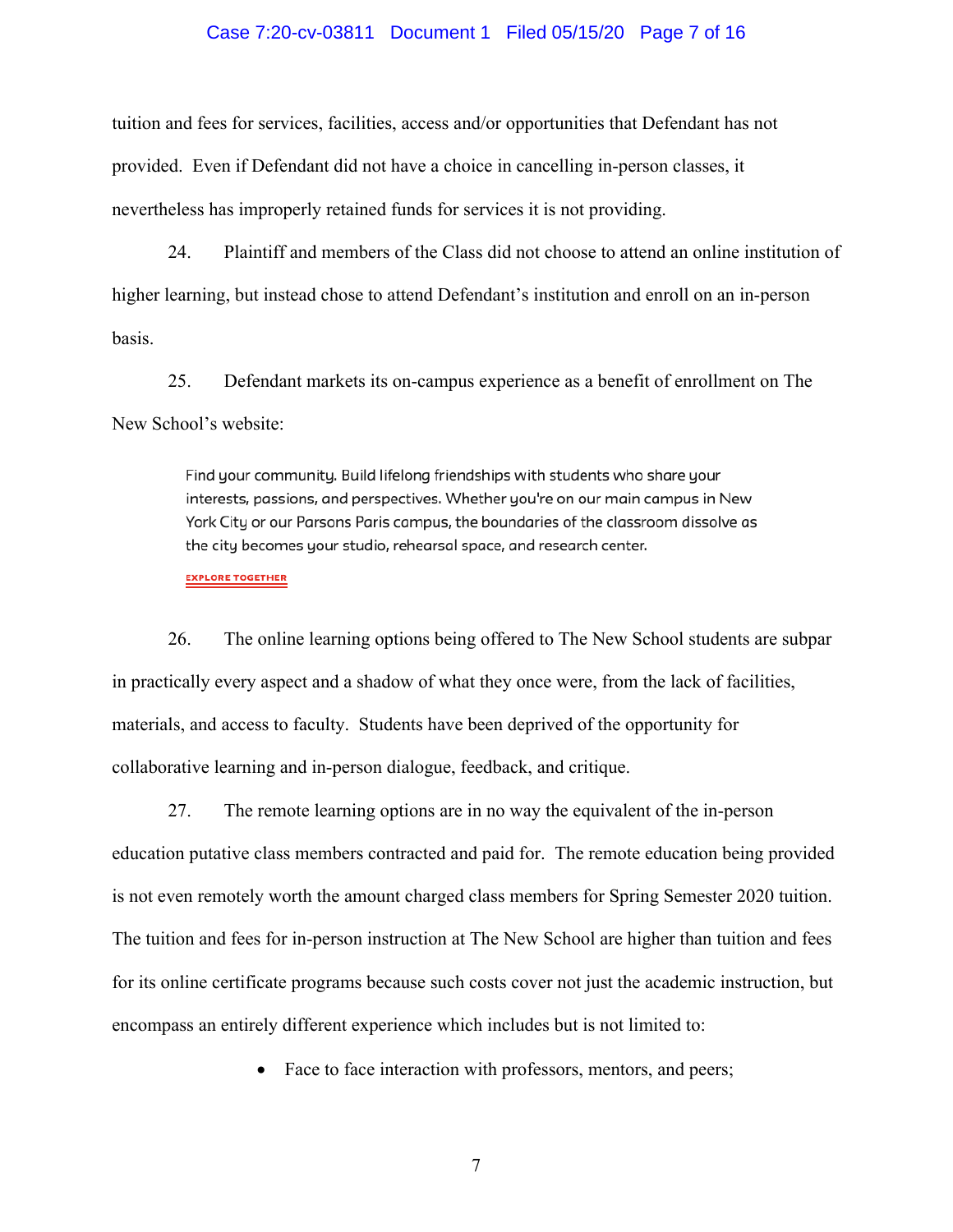tuition and fees for services, facilities, access and/or opportunities that Defendant has not provided. Even if Defendant did not have a choice in cancelling in-person classes, it nevertheless has improperly retained funds for services it is not providing.

24. Plaintiff and members of the Class did not choose to attend an online institution of higher learning, but instead chose to attend Defendant's institution and enroll on an in-person basis.

25. Defendant markets its on-campus experience as a benefit of enrollment on The New School's website:

> Find your community. Build lifelong friendships with students who share your interests, passions, and perspectives. Whether you're on our main campus in New York City or our Parsons Paris campus, the boundaries of the classroom dissolve as the city becomes your studio, rehearsal space, and research center.
>
> EXPLORE TOGETHER

26. The online learning options being offered to The New School students are subpar in practically every aspect and a shadow of what they once were, from the lack of facilities, materials, and access to faculty. Students have been deprived of the opportunity for collaborative learning and in-person dialogue, feedback, and critique.

27. The remote learning options are in no way the equivalent of the in-person education putative class members contracted and paid for. The remote education being provided is not even remotely worth the amount charged class members for Spring Semester 2020 tuition. The tuition and fees for in-person instruction at The New School are higher than tuition and fees for its online certificate programs because such costs cover not just the academic instruction, but encompass an entirely different experience which includes but is not limited to:

- Face to face interaction with professors, mentors, and peers;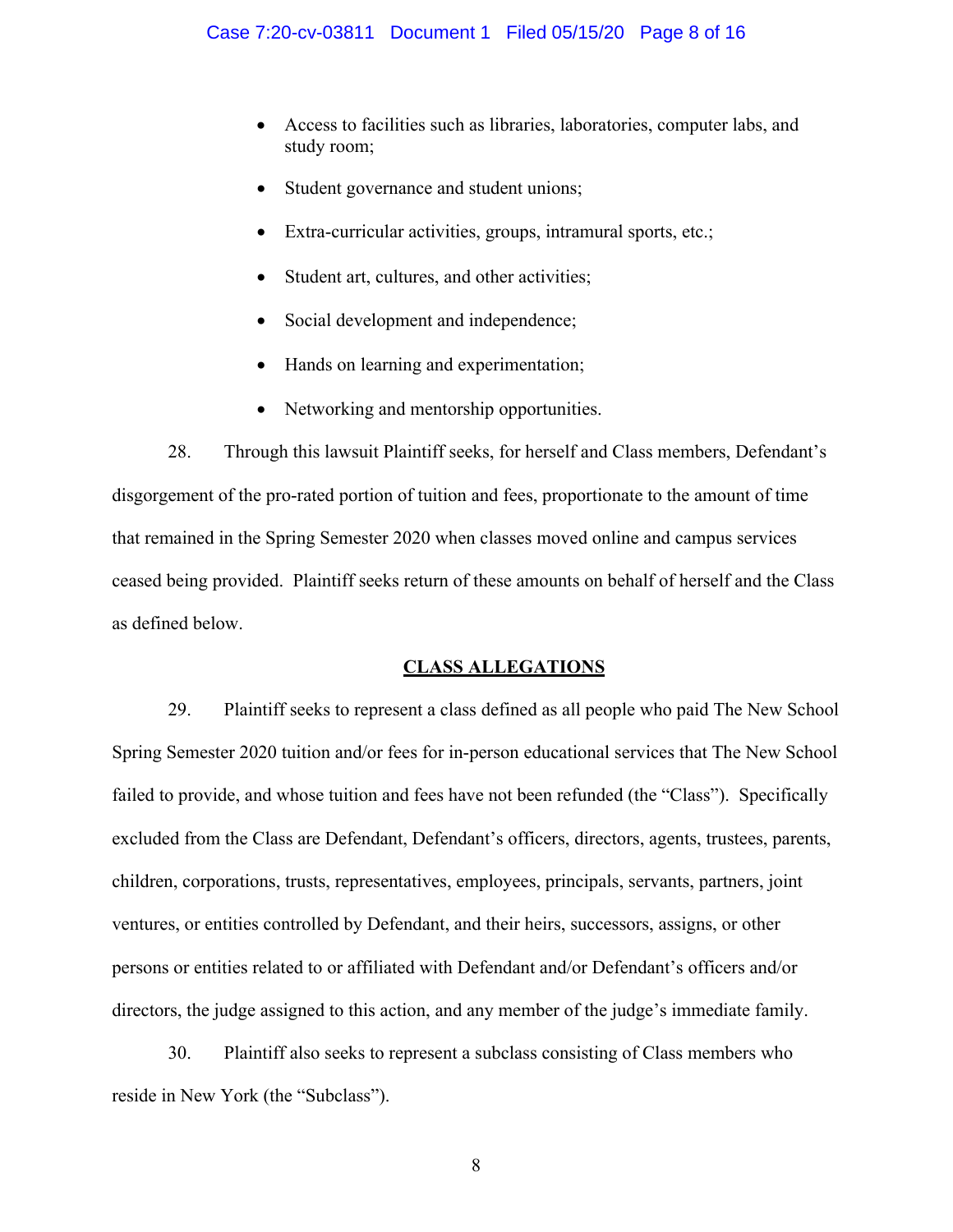- Access to facilities such as libraries, laboratories, computer labs, and study room;
- Student governance and student unions;
- Extra-curricular activities, groups, intramural sports, etc.;
- Student art, cultures, and other activities;
- Social development and independence;
- Hands on learning and experimentation;
- Networking and mentorship opportunities.

28. Through this lawsuit Plaintiff seeks, for herself and Class members, Defendant's disgorgement of the pro-rated portion of tuition and fees, proportionate to the amount of time that remained in the Spring Semester 2020 when classes moved online and campus services ceased being provided. Plaintiff seeks return of these amounts on behalf of herself and the Class as defined below.

## CLASS ALLEGATIONS

29. Plaintiff seeks to represent a class defined as all people who paid The New School Spring Semester 2020 tuition and/or fees for in-person educational services that The New School failed to provide, and whose tuition and fees have not been refunded (the "Class"). Specifically excluded from the Class are Defendant, Defendant's officers, directors, agents, trustees, parents, children, corporations, trusts, representatives, employees, principals, servants, partners, joint ventures, or entities controlled by Defendant, and their heirs, successors, assigns, or other persons or entities related to or affiliated with Defendant and/or Defendant's officers and/or directors, the judge assigned to this action, and any member of the judge's immediate family.

30. Plaintiff also seeks to represent a subclass consisting of Class members who reside in New York (the "Subclass").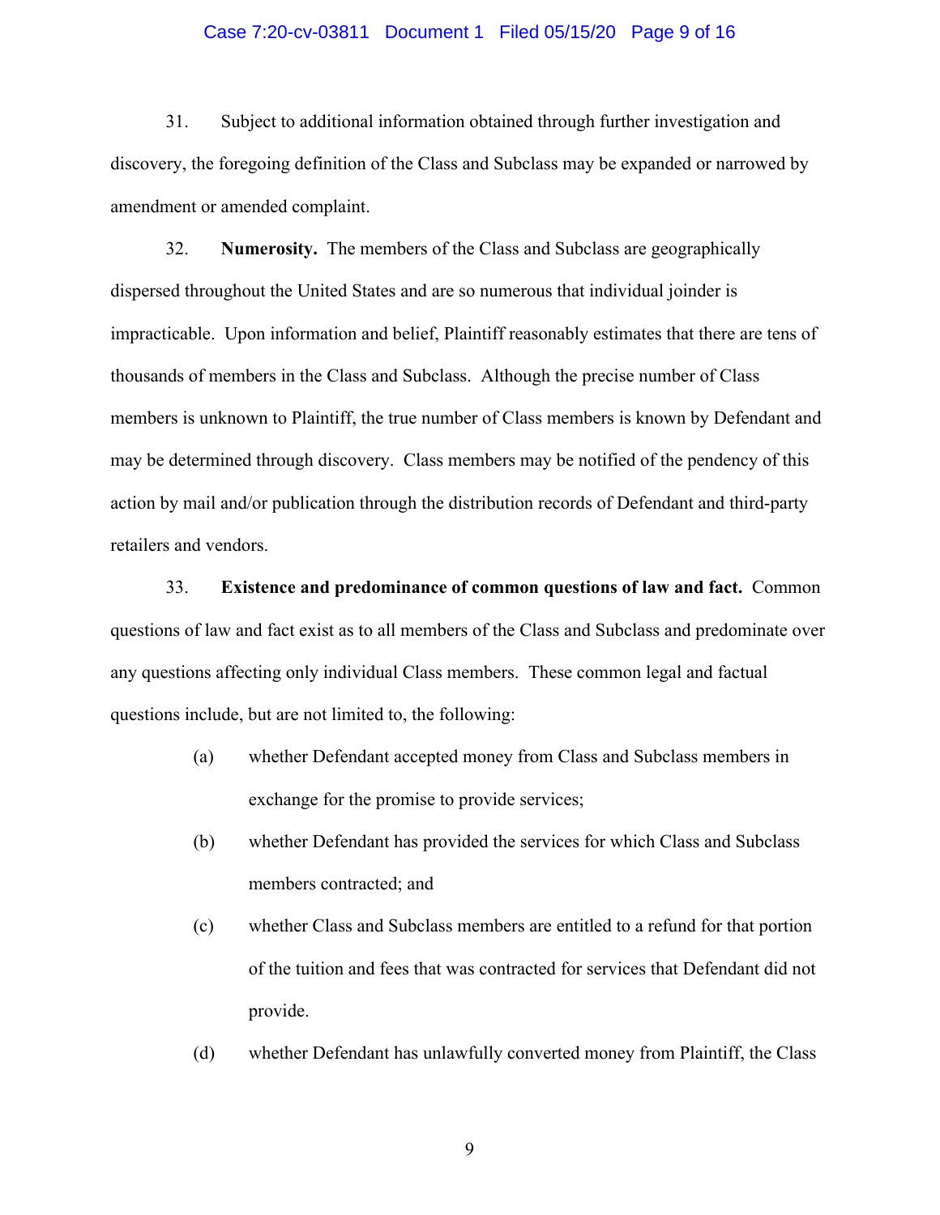31. Subject to additional information obtained through further investigation and discovery, the foregoing definition of the Class and Subclass may be expanded or narrowed by amendment or amended complaint.

32. **Numerosity.** The members of the Class and Subclass are geographically dispersed throughout the United States and are so numerous that individual joinder is impracticable. Upon information and belief, Plaintiff reasonably estimates that there are tens of thousands of members in the Class and Subclass. Although the precise number of Class members is unknown to Plaintiff, the true number of Class members is known by Defendant and may be determined through discovery. Class members may be notified of the pendency of this action by mail and/or publication through the distribution records of Defendant and third-party retailers and vendors.

33. **Existence and predominance of common questions of law and fact.** Common questions of law and fact exist as to all members of the Class and Subclass and predominate over any questions affecting only individual Class members. These common legal and factual questions include, but are not limited to, the following:

(a) whether Defendant accepted money from Class and Subclass members in exchange for the promise to provide services;

(b) whether Defendant has provided the services for which Class and Subclass members contracted; and

(c) whether Class and Subclass members are entitled to a refund for that portion of the tuition and fees that was contracted for services that Defendant did not provide.

(d) whether Defendant has unlawfully converted money from Plaintiff, the Class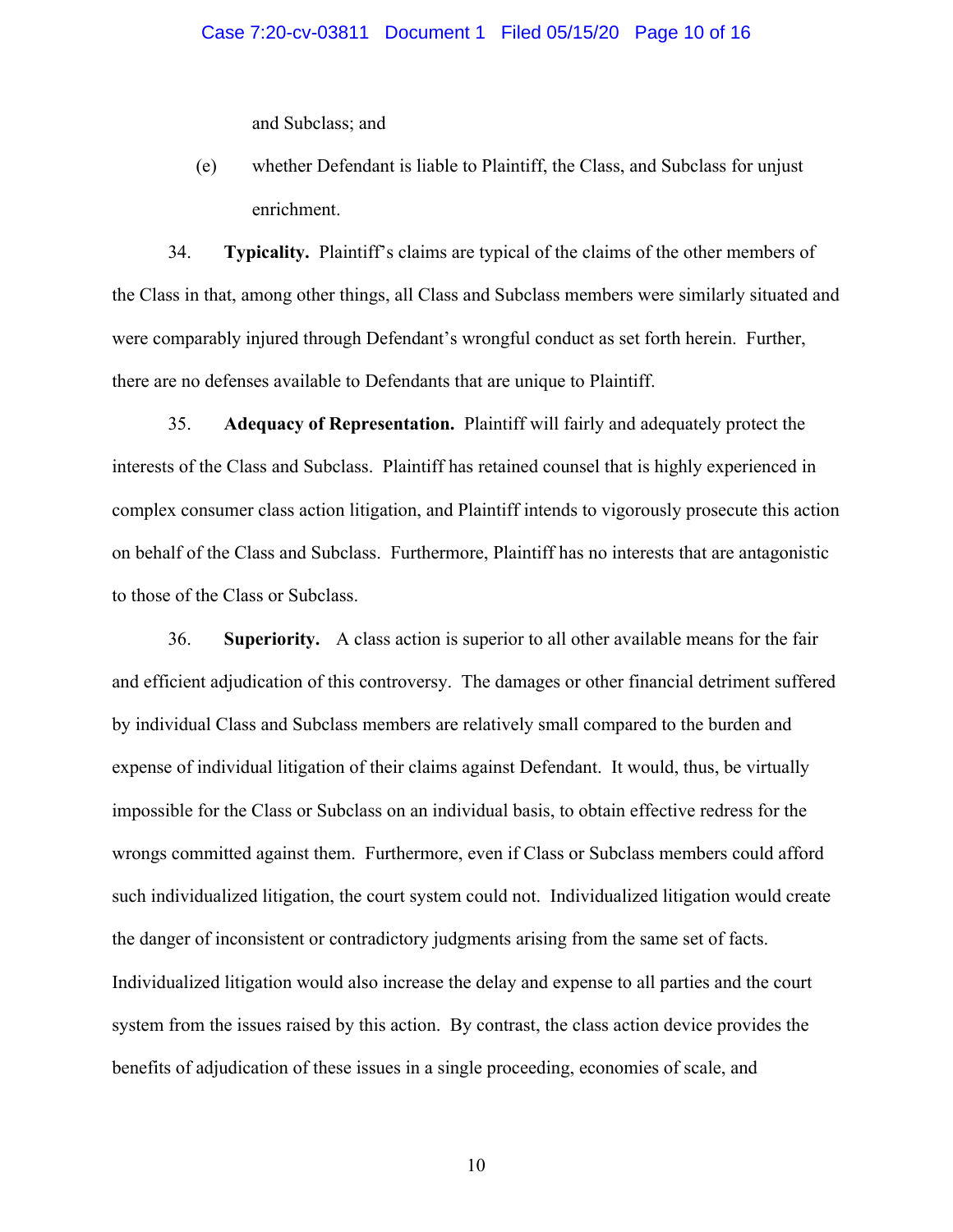and Subclass; and

(e) whether Defendant is liable to Plaintiff, the Class, and Subclass for unjust enrichment.

34. **Typicality.** Plaintiff's claims are typical of the claims of the other members of the Class in that, among other things, all Class and Subclass members were similarly situated and were comparably injured through Defendant's wrongful conduct as set forth herein. Further, there are no defenses available to Defendants that are unique to Plaintiff.

35. **Adequacy of Representation.** Plaintiff will fairly and adequately protect the interests of the Class and Subclass. Plaintiff has retained counsel that is highly experienced in complex consumer class action litigation, and Plaintiff intends to vigorously prosecute this action on behalf of the Class and Subclass. Furthermore, Plaintiff has no interests that are antagonistic to those of the Class or Subclass.

36. **Superiority.** A class action is superior to all other available means for the fair and efficient adjudication of this controversy. The damages or other financial detriment suffered by individual Class and Subclass members are relatively small compared to the burden and expense of individual litigation of their claims against Defendant. It would, thus, be virtually impossible for the Class or Subclass on an individual basis, to obtain effective redress for the wrongs committed against them. Furthermore, even if Class or Subclass members could afford such individualized litigation, the court system could not. Individualized litigation would create the danger of inconsistent or contradictory judgments arising from the same set of facts. Individualized litigation would also increase the delay and expense to all parties and the court system from the issues raised by this action. By contrast, the class action device provides the benefits of adjudication of these issues in a single proceeding, economies of scale, and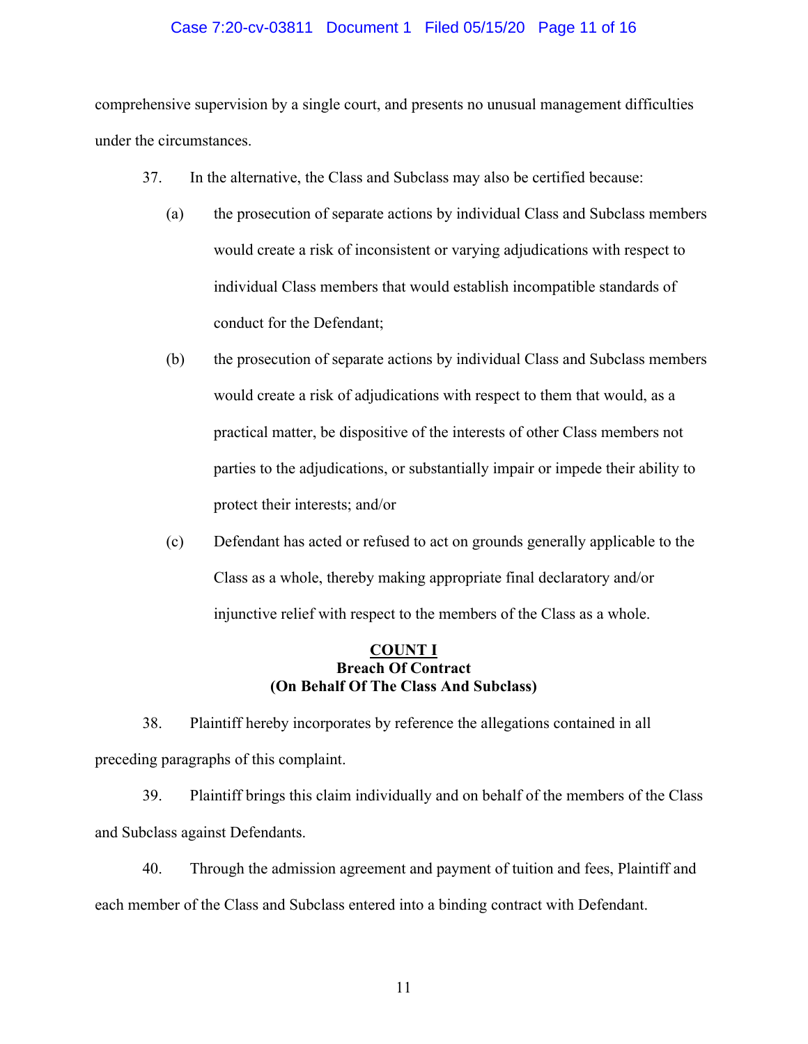comprehensive supervision by a single court, and presents no unusual management difficulties under the circumstances.

37. In the alternative, the Class and Subclass may also be certified because:

(a) the prosecution of separate actions by individual Class and Subclass members would create a risk of inconsistent or varying adjudications with respect to individual Class members that would establish incompatible standards of conduct for the Defendant;

(b) the prosecution of separate actions by individual Class and Subclass members would create a risk of adjudications with respect to them that would, as a practical matter, be dispositive of the interests of other Class members not parties to the adjudications, or substantially impair or impede their ability to protect their interests; and/or

(c) Defendant has acted or refused to act on grounds generally applicable to the Class as a whole, thereby making appropriate final declaratory and/or injunctive relief with respect to the members of the Class as a whole.

**COUNT I**
**Breach Of Contract**
**(On Behalf Of The Class And Subclass)**

38. Plaintiff hereby incorporates by reference the allegations contained in all preceding paragraphs of this complaint.

39. Plaintiff brings this claim individually and on behalf of the members of the Class and Subclass against Defendants.

40. Through the admission agreement and payment of tuition and fees, Plaintiff and each member of the Class and Subclass entered into a binding contract with Defendant.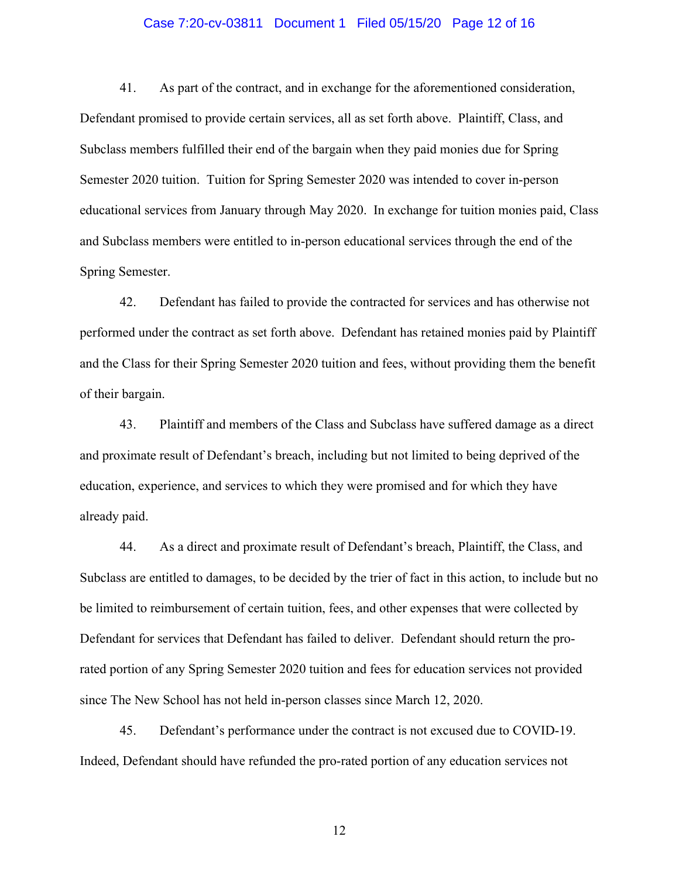41. As part of the contract, and in exchange for the aforementioned consideration, Defendant promised to provide certain services, all as set forth above. Plaintiff, Class, and Subclass members fulfilled their end of the bargain when they paid monies due for Spring Semester 2020 tuition. Tuition for Spring Semester 2020 was intended to cover in-person educational services from January through May 2020. In exchange for tuition monies paid, Class and Subclass members were entitled to in-person educational services through the end of the Spring Semester.

42. Defendant has failed to provide the contracted for services and has otherwise not performed under the contract as set forth above. Defendant has retained monies paid by Plaintiff and the Class for their Spring Semester 2020 tuition and fees, without providing them the benefit of their bargain.

43. Plaintiff and members of the Class and Subclass have suffered damage as a direct and proximate result of Defendant's breach, including but not limited to being deprived of the education, experience, and services to which they were promised and for which they have already paid.

44. As a direct and proximate result of Defendant's breach, Plaintiff, the Class, and Subclass are entitled to damages, to be decided by the trier of fact in this action, to include but no be limited to reimbursement of certain tuition, fees, and other expenses that were collected by Defendant for services that Defendant has failed to deliver. Defendant should return the pro-rated portion of any Spring Semester 2020 tuition and fees for education services not provided since The New School has not held in-person classes since March 12, 2020.

45. Defendant's performance under the contract is not excused due to COVID-19. Indeed, Defendant should have refunded the pro-rated portion of any education services not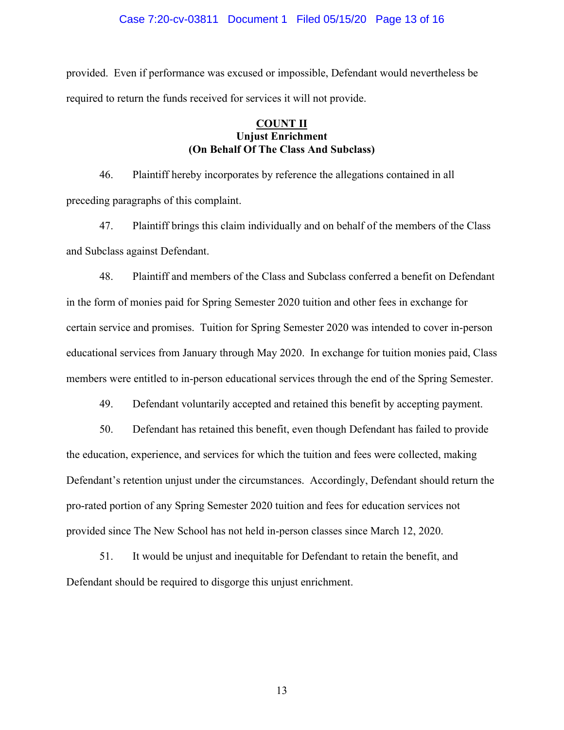provided. Even if performance was excused or impossible, Defendant would nevertheless be required to return the funds received for services it will not provide.

**COUNT II**
**Unjust Enrichment**
**(On Behalf Of The Class And Subclass)**

46. Plaintiff hereby incorporates by reference the allegations contained in all preceding paragraphs of this complaint.

47. Plaintiff brings this claim individually and on behalf of the members of the Class and Subclass against Defendant.

48. Plaintiff and members of the Class and Subclass conferred a benefit on Defendant in the form of monies paid for Spring Semester 2020 tuition and other fees in exchange for certain service and promises. Tuition for Spring Semester 2020 was intended to cover in-person educational services from January through May 2020. In exchange for tuition monies paid, Class members were entitled to in-person educational services through the end of the Spring Semester.

49. Defendant voluntarily accepted and retained this benefit by accepting payment.

50. Defendant has retained this benefit, even though Defendant has failed to provide the education, experience, and services for which the tuition and fees were collected, making Defendant's retention unjust under the circumstances. Accordingly, Defendant should return the pro-rated portion of any Spring Semester 2020 tuition and fees for education services not provided since The New School has not held in-person classes since March 12, 2020.

51. It would be unjust and inequitable for Defendant to retain the benefit, and Defendant should be required to disgorge this unjust enrichment.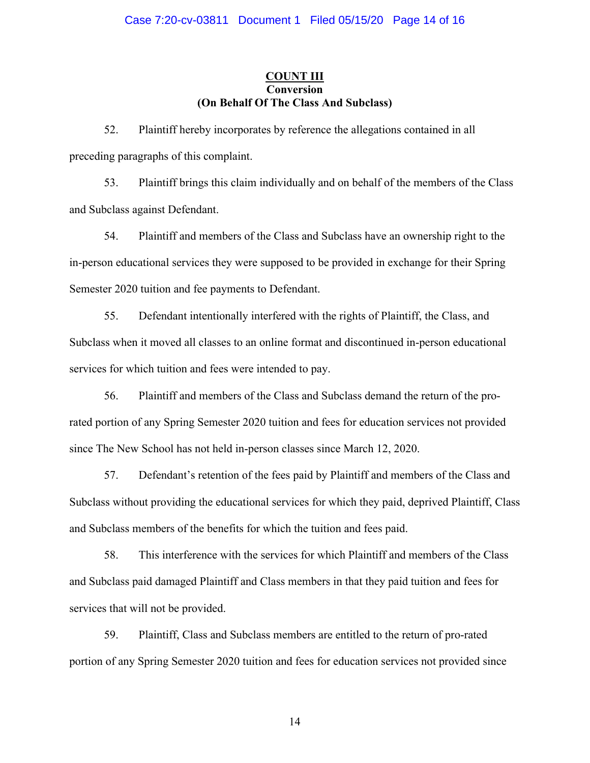**COUNT III**
**Conversion**
**(On Behalf Of The Class And Subclass)**

52. Plaintiff hereby incorporates by reference the allegations contained in all preceding paragraphs of this complaint.

53. Plaintiff brings this claim individually and on behalf of the members of the Class and Subclass against Defendant.

54. Plaintiff and members of the Class and Subclass have an ownership right to the in-person educational services they were supposed to be provided in exchange for their Spring Semester 2020 tuition and fee payments to Defendant.

55. Defendant intentionally interfered with the rights of Plaintiff, the Class, and Subclass when it moved all classes to an online format and discontinued in-person educational services for which tuition and fees were intended to pay.

56. Plaintiff and members of the Class and Subclass demand the return of the pro-rated portion of any Spring Semester 2020 tuition and fees for education services not provided since The New School has not held in-person classes since March 12, 2020.

57. Defendant's retention of the fees paid by Plaintiff and members of the Class and Subclass without providing the educational services for which they paid, deprived Plaintiff, Class and Subclass members of the benefits for which the tuition and fees paid.

58. This interference with the services for which Plaintiff and members of the Class and Subclass paid damaged Plaintiff and Class members in that they paid tuition and fees for services that will not be provided.

59. Plaintiff, Class and Subclass members are entitled to the return of pro-rated portion of any Spring Semester 2020 tuition and fees for education services not provided since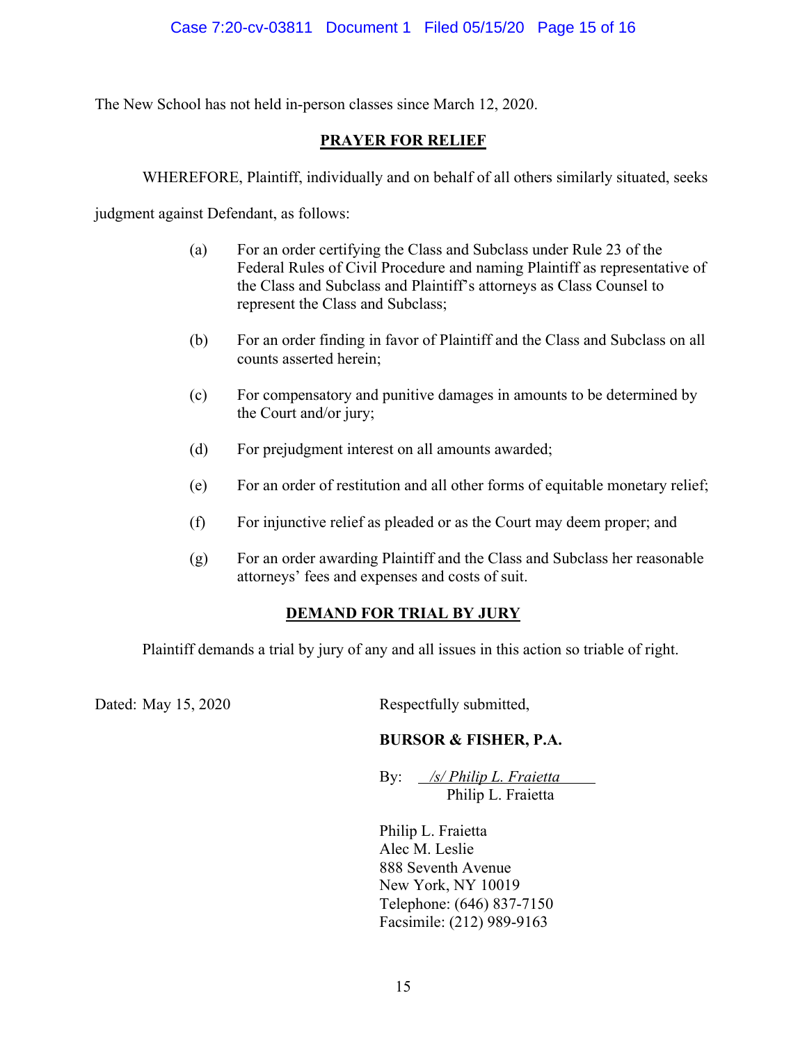The New School has not held in-person classes since March 12, 2020.

**PRAYER FOR RELIEF**

WHEREFORE, Plaintiff, individually and on behalf of all others similarly situated, seeks judgment against Defendant, as follows:

(a) For an order certifying the Class and Subclass under Rule 23 of the Federal Rules of Civil Procedure and naming Plaintiff as representative of the Class and Subclass and Plaintiff's attorneys as Class Counsel to represent the Class and Subclass;

(b) For an order finding in favor of Plaintiff and the Class and Subclass on all counts asserted herein;

(c) For compensatory and punitive damages in amounts to be determined by the Court and/or jury;

(d) For prejudgment interest on all amounts awarded;

(e) For an order of restitution and all other forms of equitable monetary relief;

(f) For injunctive relief as pleaded or as the Court may deem proper; and

(g) For an order awarding Plaintiff and the Class and Subclass her reasonable attorneys' fees and expenses and costs of suit.

**DEMAND FOR TRIAL BY JURY**

Plaintiff demands a trial by jury of any and all issues in this action so triable of right.

Dated: May 15, 2020

Respectfully submitted,

**BURSOR & FISHER, P.A.**

By: */s/ Philip L. Fraietta*
Philip L. Fraietta

Philip L. Fraietta
Alec M. Leslie
888 Seventh Avenue
New York, NY 10019
Telephone: (646) 837-7150
Facsimile: (212) 989-9163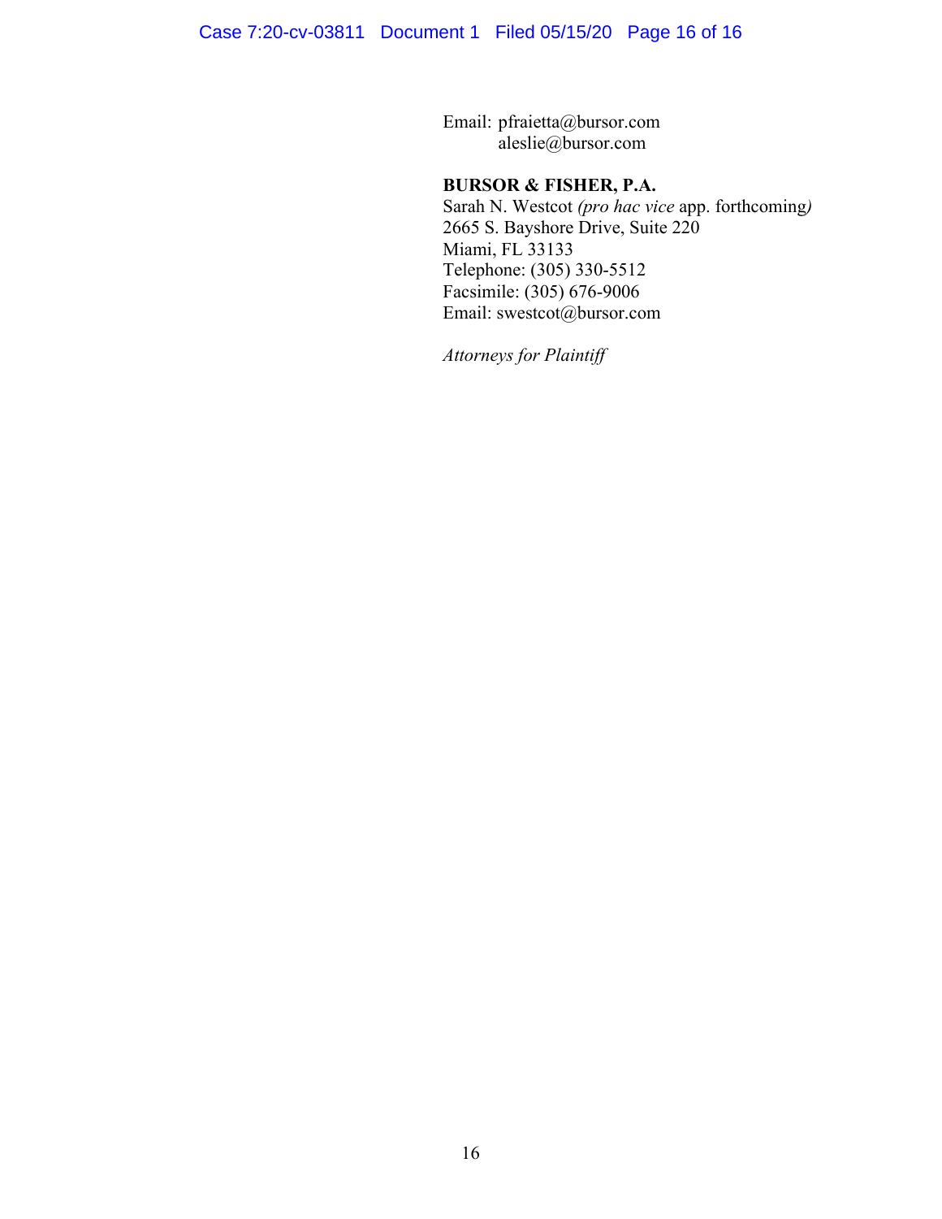Email: pfraietta@bursor.com
aleslie@bursor.com

**BURSOR & FISHER, P.A.**
Sarah N. Westcot *(pro hac vice* app. forthcoming*)*
2665 S. Bayshore Drive, Suite 220
Miami, FL 33133
Telephone: (305) 330-5512
Facsimile: (305) 676-9006
Email: swestcot@bursor.com

*Attorneys for Plaintiff*